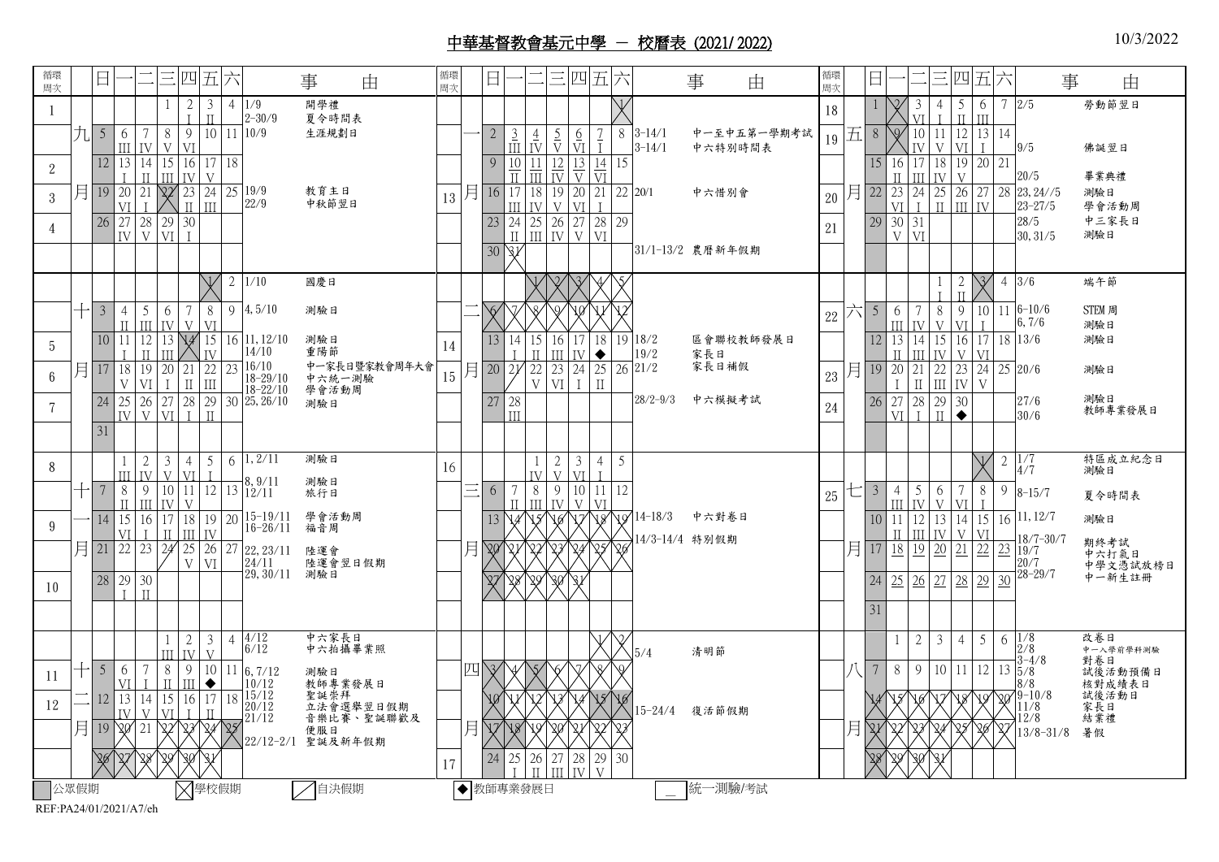# 中華基督教會基元中學 — 校曆表 (2021/ 2022)

10/3/2022

## 九月 (2021)

| 循環周次 | 日 | 一 | 二 | 三 | 四 | 五 | 六 | 事由 |
|---|---|---|---|---|---|---|---|---|
| 1 | | | | 1 | 2 I | 3 II | 4 | 1/9 開學禮<br>2-30/9 夏令時間表 |
| | 5 | 6 III | 7 IV | 8 V | 9 VI | 10 | 11 | 10/9 生涯規劃日 |
| 2 | 12 | 13 I | 14 II | 15 III | 16 IV | 17 V | 18 | |
| 3 | 19 | 20 VI | 21 I | 22 ☒ | 23 II | 24 III | 25 | 19/9 教育主日<br>22/9 中秋節翌日 |
| 4 | 26 | 27 IV | 28 V | 29 VI | 30 I | | | |

## 十月

| 循環周次 | 日 | 一 | 二 | 三 | 四 | 五 | 六 | 事由 |
|---|---|---|---|---|---|---|---|---|
| | | | | | | 1 ☒ | 2 | 1/10 國慶日 |
| | 3 | 4 II | 5 III | 6 IV | 7 V | 8 VI | 9 | 4, 5/10 測驗日 |
| 5 | 10 | 11 I | 12 II | 13 III | 14 ☒ | 15 IV | 16 | 11, 12/10 測驗日<br>14/10 重陽節 |
| 6 | 17 | 18 V | 19 VI | 20 I | 21 II | 22 III | 23 | 16/10 中一家長日暨家教會周年大會<br>18-29/10 中六統一測驗<br>18-22/10 學會活動周 |
| 7 | 24 | 25 IV | 26 V | 27 VI | 28 I | 29 II | 30 | 25, 26/10 測驗日 |
| | 31 | | | | | | | |

## 十一月

| 循環周次 | 日 | 一 | 二 | 三 | 四 | 五 | 六 | 事由 |
|---|---|---|---|---|---|---|---|---|
| 8 | | 1 III | 2 IV | 3 V | 4 VI | 5 I | 6 | 1, 2/11 測驗日 |
| | 7 | 8 II | 9 III | 10 IV | 11 V | 12 | 13 | 8, 9/11 測驗日<br>12/11 旅行日 |
| 9 | 14 | 15 VI | 16 I | 17 II | 18 III | 19 IV | 20 | 15-19/11 學會活動周<br>16-26/11 福音周 |
| | 21 | 22 | 23 | 24 ╱ | 25 V | 26 VI | 27 | 22, 23/11 陸運會<br>24/11 陸運會翌日假期 |
| 10 | 28 | 29 I | 30 II | | | | | 29, 30/11 測驗日 |

## 十二月

| 循環周次 | 日 | 一 | 二 | 三 | 四 | 五 | 六 | 事由 |
|---|---|---|---|---|---|---|---|---|
| | | | | 1 III | 2 IV | 3 V | 4 | 4/12 中六家長日<br>6/12 中六拍攝畢業照 |
| 11 | 5 | 6 VI | 7 I | 8 II | 9 III | 10 ◆ | 11 | 6, 7/12 測驗日<br>10/12 教師專業發展日 |
| 12 | 12 | 13 IV | 14 V | 15 VI | 16 I | 17 II | 18 | 15/12 聖誕崇拜<br>20/12 立法會選舉翌日假期<br>21/12 音樂比賽、聖誕聯歡及便服日 |
| | 19 | 20 ☒ | 21 | 22 ☒ | 23 ☒ | 24 ☒ | 25 ☒ | 22/12-2/1 聖誕及新年假期 |
| | 26 ☒ | 27 ☒ | 28 ☒ | 29 ☒ | 30 ☒ | 31 ☒ | | |

## 一月 (2022)

| 循環周次 | 日 | 一 | 二 | 三 | 四 | 五 | 六 | 事由 |
|---|---|---|---|---|---|---|---|---|
| | | | | | | | 1 ☒ | |
| | 2 | 3 III | 4 IV | 5 V | 6 VI | 7 I | 8 | 3-14/1 中一至中五第一學期考試<br>3-14/1 中六特別時間表 |
| | 9 | 10 II | 11 III | 12 IV | 13 V | 14 VI | 15 | |
| 13 | 16 | 17 III | 18 IV | 19 V | 20 VI | 21 I | 22 | 20/1 中六惜別會 |
| | 23 | 24 II | 25 III | 26 IV | 27 V | 28 VI | 29 | |
| | 30 | 31 ☒ | | | | | | 31/1-13/2 農曆新年假期 |

## 二月

| 循環周次 | 日 | 一 | 二 | 三 | 四 | 五 | 六 | 事由 |
|---|---|---|---|---|---|---|---|---|
| | | | 1 ☒ | 2 ☒ | 3 ☒ | 4 ☒ | 5 ☒ | |
| | 6 ☒ | 7 ☒ | 8 ☒ | 9 ☒ | 10 ☒ | 11 ☒ | 12 ☒ | |
| 14 | 13 | 14 I | 15 II | 16 III | 17 IV | 18 ◆ | 19 | 18/2 區會聯校教師發展日<br>19/2 家長日 |
| 15 | 20 | 21 ☒ | 22 V | 23 VI | 24 I | 25 II | 26 | 21/2 家長日補假 |
| | 27 | 28 III | | | | | | 28/2-9/3 中六模擬考試 |

## 三月

| 循環周次 | 日 | 一 | 二 | 三 | 四 | 五 | 六 | 事由 |
|---|---|---|---|---|---|---|---|---|
| 16 | | | 1 IV | 2 V | 3 VI | 4 I | 5 | |
| | 6 | 7 II | 8 III | 9 IV | 10 V | 11 VI | 12 | |
| | 13 | 14 ☒ | 15 ☒ | 16 ☒ | 17 ☒ | 18 ☒ | 19 ☒ | 14-18/3 中六對卷日<br>14/3-14/4 特別假期 |
| | 20 ☒ | 21 ☒ | 22 ☒ | 23 ☒ | 24 ☒ | 25 ☒ | 26 ☒ | |
| | 27 ☒ | 28 ☒ | 29 ☒ | 30 ☒ | 31 ☒ | | | |

## 四月

| 循環周次 | 日 | 一 | 二 | 三 | 四 | 五 | 六 | 事由 |
|---|---|---|---|---|---|---|---|---|
| | | | | | | 1 ☒ | 2 ☒ | |
| | 3 ☒ | 4 ☒ | 5 ☒ | 6 ☒ | 7 ☒ | 8 ☒ | 9 ☒ | 5/4 清明節 |
| | 10 ☒ | 11 ☒ | 12 ☒ | 13 ☒ | 14 ☒ | 15 ☒ | 16 ☒ | 15-24/4 復活節假期 |
| | 17 ☒ | 18 ☒ | 19 ☒ | 20 ☒ | 21 ☒ | 22 ☒ | 23 ☒ | |
| 17 | 24 | 25 I | 26 II | 27 III | 28 IV | 29 V | 30 | |

## 五月

| 循環周次 | 日 | 一 | 二 | 三 | 四 | 五 | 六 | 事由 |
|---|---|---|---|---|---|---|---|---|
| 18 | 1 | 2 ☒ | 3 VI | 4 I | 5 II | 6 III | 7 | 2/5 勞動節翌日 |
| 19 | 8 | 9 ☒ | 10 IV | 11 V | 12 VI | 13 I | 14 | 9/5 佛誕翌日 |
| | 15 | 16 II | 17 III | 18 IV | 19 V | 20 | 21 | 20/5 畢業典禮 |
| 20 | 22 | 23 VI | 24 I | 25 II | 26 III | 27 IV | 28 | 23, 24//5 測驗日<br>23-27/5 學會活動周<br>28/5 中三家長日 |
| 21 | 29 | 30 V | 31 VI | | | | | 30, 31/5 測驗日 |

## 六月

| 循環周次 | 日 | 一 | 二 | 三 | 四 | 五 | 六 | 事由 |
|---|---|---|---|---|---|---|---|---|
| | | | | 1 I | 2 II | 3 ☒ | 4 | 3/6 端午節 |
| 22 | 5 | 6 III | 7 IV | 8 V | 9 VI | 10 I | 11 | 6-10/6 STEM 周<br>6, 7/6 測驗日 |
| | 12 | 13 II | 14 III | 15 IV | 16 V | 17 VI | 18 | 13/6 測驗日 |
| 23 | 19 | 20 I | 21 II | 22 III | 23 IV | 24 V | 25 | 20/6 測驗日 |
| 24 | 26 | 27 VI | 28 I | 29 II | 30 ◆ | | | 27/6 測驗日<br>30/6 教師專業發展日 |

## 七月

| 循環周次 | 日 | 一 | 二 | 三 | 四 | 五 | 六 | 事由 |
|---|---|---|---|---|---|---|---|---|
| | | | | | | 1 ☒ | 2 | 1/7 特區成立紀念日<br>4/7 測驗日 |
| 25 | 3 | 4 III | 5 IV | 6 V | 7 VI | 8 I | 9 | 8-15/7 夏令時間表 |
| | 10 | 11 II | 12 III | 13 IV | 14 V | 15 VI | 16 | 11, 12/7 測驗日 |
| | 17 | 18 | 19 | 20 | 21 | 22 | 23 | 18/7-30/7 期終考試<br>19/7 中六打氣日<br>20/7 中學文憑試放榜日<br>28-29/7 中一新生註冊 |
| | 24 | 25 | 26 | 27 | 28 | 29 | 30 | |
| | 31 | | | | | | | |

## 八月

| 循環周次 | 日 | 一 | 二 | 三 | 四 | 五 | 六 | 事由 |
|---|---|---|---|---|---|---|---|---|
| | | 1 | 2 | 3 | 4 | 5 | 6 | 1/8 改卷日<br>2/8 中一入學前學科測驗<br>3-4/8 對卷日<br>5/8 試後活動預備日<br>8/8 核對成績表日<br>9-10/8 試後活動日<br>11/8 家長日<br>12/8 結業禮<br>13/8-31/8 暑假 |
| | 7 | 8 | 9 | 10 | 11 | 12 | 13 | |
| | 14 ☒ | 15 ☒ | 16 ☒ | 17 ☒ | 18 ☒ | 19 ☒ | 20 ☒ | |
| | 21 ☒ | 22 ☒ | 23 ☒ | 24 ☒ | 25 ☒ | 26 ☒ | 27 ☒ | |
| | 28 ☒ | 29 ☒ | 30 ☒ | 31 ☒ | | | | |

**圖例：** 公眾假期　☒ 學校假期　╱ 自決假期　◆ 教師專業發展日　__ 統一測驗/考試

REF:PA24/01/2021/A7/eh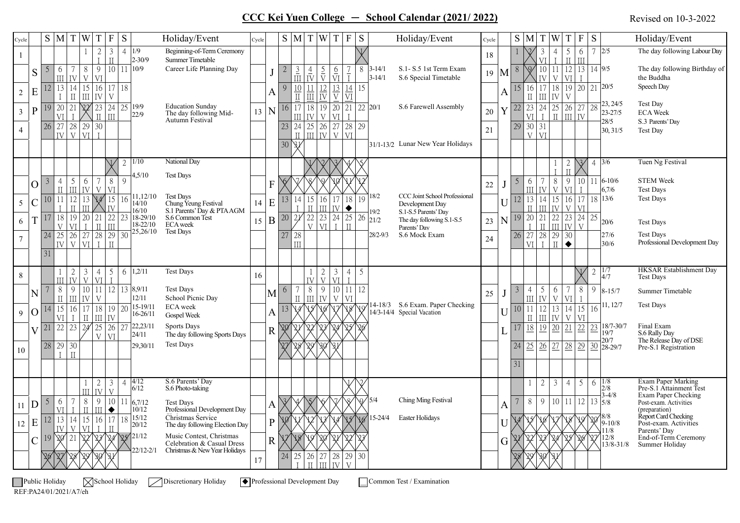# CCC Kei Yuen College — School Calendar (2021/ 2022)

Revised on 10-3-2022

## September 2021

| Cycle | | S | M | T | W | T | F | S | Date | Holiday/Event |
|---|---|---|---|---|---|---|---|---|---|---|
| 1 | | | | | 1 | 2 I | 3 II | 4 | 1/9<br>2-30/9 | Beginning-of-Term Ceremony<br>Summer Timetable |
| | S | 5 | 6 III | 7 IV | 8 V | 9 VI | 10 | 11 | 10/9 | Career Life Planning Day |
| 2 | E | 12 | 13 I | 14 II | 15 III | 16 IV | 17 V | 18 | | |
| 3 | P | 19 | 20 VI | 21 I | 22 | 23 II | 24 III | 25 | 19/9<br>22/9 | Education Sunday<br>The day following Mid-Autumn Festival |
| 4 | | 26 | 27 IV | 28 V | 29 VI | 30 I | | | | |

## October 2021

| Cycle | | S | M | T | W | T | F | S | Date | Holiday/Event |
|---|---|---|---|---|---|---|---|---|---|---|
| | | | | | | | 1 | 2 | 1/10 | National Day |
| | O | 3 | 4 II | 5 III | 6 IV | 7 V | 8 VI | 9 | 4,5/10 | Test Days |
| 5 | C | 10 | 11 I | 12 II | 13 III | 14 | 15 IV | 16 | 11,12/10<br>14/10<br>16/10 | Test Days<br>Chung Yeung Festival<br>S.1 Parents' Day & PTA AGM |
| 6 | T | 17 | 18 V | 19 VI | 20 I | 21 II | 22 III | 23 | 18-29/10<br>18-22/10 | S.6 Common Test<br>ECA week |
| 7 | | 24 | 25 IV | 26 V | 27 VI | 28 I | 29 II | 30 | 25,26/10 | Test Days |
| | | 31 | | | | | | | | |

## November 2021

| Cycle | | S | M | T | W | T | F | S | Date | Holiday/Event |
|---|---|---|---|---|---|---|---|---|---|---|
| 8 | | | 1 III | 2 IV | 3 V | 4 VI | 5 I | 6 | 1,2/11 | Test Days |
| | N | 7 | 8 II | 9 III | 10 IV | 11 V | 12 | 13 | 8,9/11<br>12/11 | Test Days<br>School Picnic Day |
| 9 | O | 14 | 15 VI | 16 I | 17 II | 18 III | 19 IV | 20 | 15-19/11<br>16-26/11 | ECA week<br>Gospel Week |
| | V | 21 | 22 | 23 | 24 | 25 V | 26 VI | 27 | 22,23/11<br>24/11 | Sports Days<br>The day following Sports Days |
| 10 | | 28 | 29 I | 30 II | | | | | 29,30/11 | Test Days |

## December 2021

| Cycle | | S | M | T | W | T | F | S | Date | Holiday/Event |
|---|---|---|---|---|---|---|---|---|---|---|
| | | | | | 1 III | 2 IV | 3 V | 4 | 4/12<br>6/12 | S.6 Parents' Day<br>S.6 Photo-taking |
| 11 | D | 5 | 6 VI | 7 I | 8 II | 9 III | 10 ◆ | 11 | 6,7/12<br>10/12 | Test Days<br>Professional Development Day |
| 12 | E | 12 | 13 IV | 14 V | 15 VI | 16 I | 17 II | 18 | 15/12<br>20/12 | Christmas Service<br>The day following Election Day |
| | C | 19 | 20 | 21 | 22 | 23 | 24 | 25 | 21/12<br>22/12-2/1 | Music Contest, Christmas Celebration & Casual Dress<br>Christmas & New Year Holidays |
| | | 26 | 27 | 28 | 29 | 30 | 31 | | | |

## January 2022

| Cycle | | S | M | T | W | T | F | S | Date | Holiday/Event |
|---|---|---|---|---|---|---|---|---|---|---|
| | | | | | | | | 1 | | |
| | J | 2 | 3 III | 4 IV | 5 V | 6 VI | 7 I | 8 | 3-14/1<br>3-14/1 | S.1- S.5 1st Term Exam<br>S.6 Special Timetable |
| | A | 9 | 10 II | 11 III | 12 IV | 13 V | 14 VI | 15 | | |
| 13 | N | 16 | 17 III | 18 IV | 19 V | 20 VI | 21 I | 22 | 20/1 | S.6 Farewell Assembly |
| | | 23 | 24 II | 25 III | 26 IV | 27 V | 28 VI | 29 | | |
| | | 30 | 31 | | | | | | 31/1-13/2 | Lunar New Year Holidays |

## February 2022

| Cycle | | S | M | T | W | T | F | S | Date | Holiday/Event |
|---|---|---|---|---|---|---|---|---|---|---|
| | | | | 1 | 2 | 3 | 4 | 5 | | |
| | F | 6 | 7 | 8 | 9 | 10 | 11 | 12 | | |
| 14 | E | 13 | 14 I | 15 II | 16 III | 17 IV | 18 ◆ | 19 | 18/2<br>19/2 | CCC Joint School Professional Development Day<br>S.1-S.5 Parents' Day |
| 15 | B | 20 | 21 | 22 V | 23 VI | 24 I | 25 II | 26 | 21/2 | The day following S.1-S.5 Parents' Day |
| | | 27 | 28 III | | | | | | 28/2-9/3 | S.6 Mock Exam |

## March 2022

| Cycle | | S | M | T | W | T | F | S | Date | Holiday/Event |
|---|---|---|---|---|---|---|---|---|---|---|
| 16 | | | | 1 IV | 2 V | 3 VI | 4 I | 5 | | |
| | M | 6 | 7 II | 8 III | 9 IV | 10 V | 11 VI | 12 | | |
| | A | 13 | 14 | 15 | 16 | 17 | 18 | 19 | 14-18/3<br>14/3-14/4 | S.6 Exam. Paper Checking<br>Special Vacation |
| | R | 20 | 21 | 22 | 23 | 24 | 25 | 26 | | |
| | | 27 | 28 | 29 | 30 | 31 | | | | |

## April 2022

| Cycle | | S | M | T | W | T | F | S | Date | Holiday/Event |
|---|---|---|---|---|---|---|---|---|---|---|
| | | | | | | | 1 | 2 | | |
| | A | 3 | 4 | 5 | 6 | 7 | 8 | 9 | 5/4 | Ching Ming Festival |
| | P | 10 | 11 | 12 | 13 | 14 | 15 | 16 | 15-24/4 | Easter Holidays |
| | R | 17 | 18 | 19 | 20 | 21 | 22 | 23 | | |
| 17 | | 24 | 25 I | 26 II | 27 III | 28 IV | 29 V | 30 | | |

## May 2022

| Cycle | | S | M | T | W | T | F | S | Date | Holiday/Event |
|---|---|---|---|---|---|---|---|---|---|---|
| 18 | | 1 | 2 | 3 VI | 4 I | 5 II | 6 III | 7 | 2/5 | The day following Labour Day |
| 19 | M | 8 | 9 | 10 IV | 11 V | 12 VI | 13 I | 14 | 9/5 | The day following Birthday of the Buddha |
| | A | 15 | 16 II | 17 III | 18 IV | 19 V | 20 | 21 | 20/5 | Speech Day |
| 20 | Y | 22 | 23 VI | 24 I | 25 II | 26 III | 27 IV | 28 | 23, 24/5<br>23-27/5<br>28/5 | Test Day<br>ECA Week<br>S.3 Parents' Day |
| 21 | | 29 | 30 V | 31 VI | | | | | 30, 31/5 | Test Day |

## June 2022

| Cycle | | S | M | T | W | T | F | S | Date | Holiday/Event |
|---|---|---|---|---|---|---|---|---|---|---|
| | | | | | 1 I | 2 II | 3 | 4 | 3/6 | Tuen Ng Festival |
| 22 | J | 5 | 6 III | 7 IV | 8 V | 9 VI | 10 I | 11 | 6-10/6<br>6,7/6 | STEM Week<br>Test Days |
| | U | 12 | 13 II | 14 III | 15 IV | 16 V | 17 VI | 18 | 13/6 | Test Days |
| 23 | N | 19 | 20 I | 21 II | 22 III | 23 IV | 24 V | 25 | 20/6 | Test Days |
| 24 | | 26 | 27 VI | 28 I | 29 II | 30 ◆ | | | 27/6<br>30/6 | Test Days<br>Professional Development Day |

## July 2022

| Cycle | | S | M | T | W | T | F | S | Date | Holiday/Event |
|---|---|---|---|---|---|---|---|---|---|---|
| | | | | | | | 1 | 2 | 1/7<br>4/7 | HKSAR Establishment Day<br>Test Days |
| 25 | J | 3 | 4 III | 5 IV | 6 V | 7 VI | 8 I | 9 | 8-15/7 | Summer Timetable |
| | U | 10 | 11 II | 12 III | 13 IV | 14 V | 15 VI | 16 | 11, 12/7 | Test Days |
| | L | 17 | 18 | 19 | 20 | 21 | 22 | 23 | 18/7-30/7<br>19/7<br>20/7 | Final Exam<br>S.6 Rally Day<br>The Release Day of DSE |
| | | 24 | 25 | 26 | 27 | 28 | 29 | 30 | 28-29/7 | Pre-S.1 Registration |
| | | 31 | | | | | | | | |

## August 2022

| Cycle | | S | M | T | W | T | F | S | Date | Holiday/Event |
|---|---|---|---|---|---|---|---|---|---|---|
| | | | 1 | 2 | 3 | 4 | 5 | 6 | 1/8<br>2/8<br>3-4/8<br>5/8 | Exam Paper Marking<br>Pre-S.1 Attainment Test<br>Exam Paper Checking<br>Post-exam. Activities (preparation) |
| | A | 7 | 8 | 9 | 10 | 11 | 12 | 13 | 8/8<br>9-10/8<br>11/8<br>12/8<br>13/8-31/8 | Report Card Checking<br>Post-exam. Activities<br>Parents' Day<br>End-of-Term Ceremony<br>Summer Holiday |
| | U | 14 | 15 | 16 | 17 | 18 | 19 | 20 | | |
| | G | 21 | 22 | 23 | 24 | 25 | 26 | 27 | | |
| | | 28 | 29 | 30 | 31 | | | | | |

Legend: Public Holiday | School Holiday | Discretionary Holiday | ◆ Professional Development Day | Common Test / Examination

REF:PA24/01/2021/A7/eh